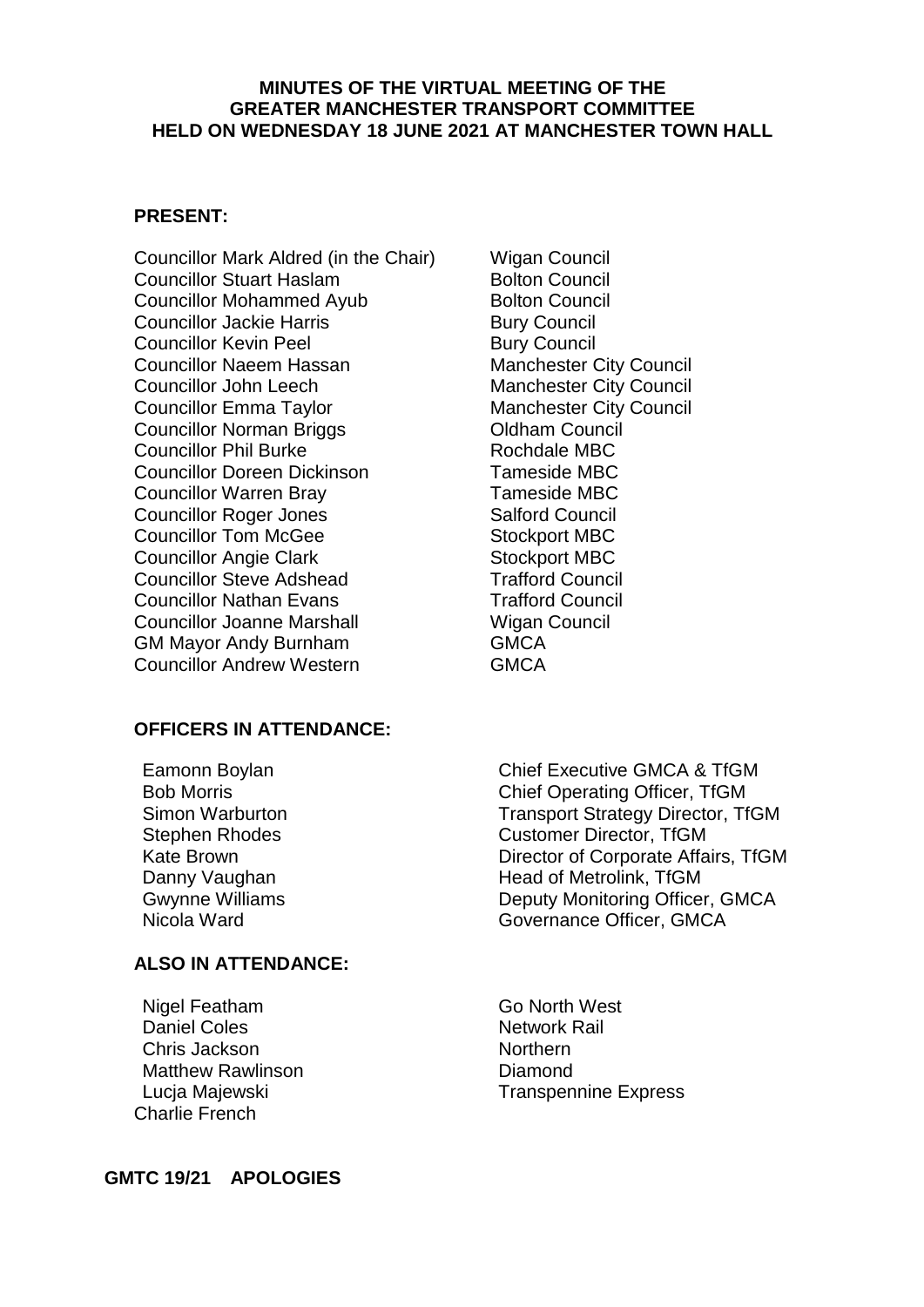**MINUTES OF THE VIRTUAL MEETING OF THE GREATER MANCHESTER TRANSPORT COMMITTEE HELD ON WEDNESDAY 18 JUNE 2021 AT MANCHESTER TOWN HALL**

**PRESENT:**

| | |
|---|---|
| Councillor Mark Aldred (in the Chair) | Wigan Council |
| Councillor Stuart Haslam | Bolton Council |
| Councillor Mohammed Ayub | Bolton Council |
| Councillor Jackie Harris | Bury Council |
| Councillor Kevin Peel | Bury Council |
| Councillor Naeem Hassan | Manchester City Council |
| Councillor John Leech | Manchester City Council |
| Councillor Emma Taylor | Manchester City Council |
| Councillor Norman Briggs | Oldham Council |
| Councillor Phil Burke | Rochdale MBC |
| Councillor Doreen Dickinson | Tameside MBC |
| Councillor Warren Bray | Tameside MBC |
| Councillor Roger Jones | Salford Council |
| Councillor Tom McGee | Stockport MBC |
| Councillor Angie Clark | Stockport MBC |
| Councillor Steve Adshead | Trafford Council |
| Councillor Nathan Evans | Trafford Council |
| Councillor Joanne Marshall | Wigan Council |
| GM Mayor Andy Burnham | GMCA |
| Councillor Andrew Western | GMCA |

**OFFICERS IN ATTENDANCE:**

| | |
|---|---|
| Eamonn Boylan | Chief Executive GMCA & TfGM |
| Bob Morris | Chief Operating Officer, TfGM |
| Simon Warburton | Transport Strategy Director, TfGM |
| Stephen Rhodes | Customer Director, TfGM |
| Kate Brown | Director of Corporate Affairs, TfGM |
| Danny Vaughan | Head of Metrolink, TfGM |
| Gwynne Williams | Deputy Monitoring Officer, GMCA |
| Nicola Ward | Governance Officer, GMCA |

**ALSO IN ATTENDANCE:**

| | |
|---|---|
| Nigel Featham | Go North West |
| Daniel Coles | Network Rail |
| Chris Jackson | Northern |
| Matthew Rawlinson | Diamond |
| Lucja Majewski | Transpennine Express |
| Charlie French | |

**GMTC 19/21 APOLOGIES**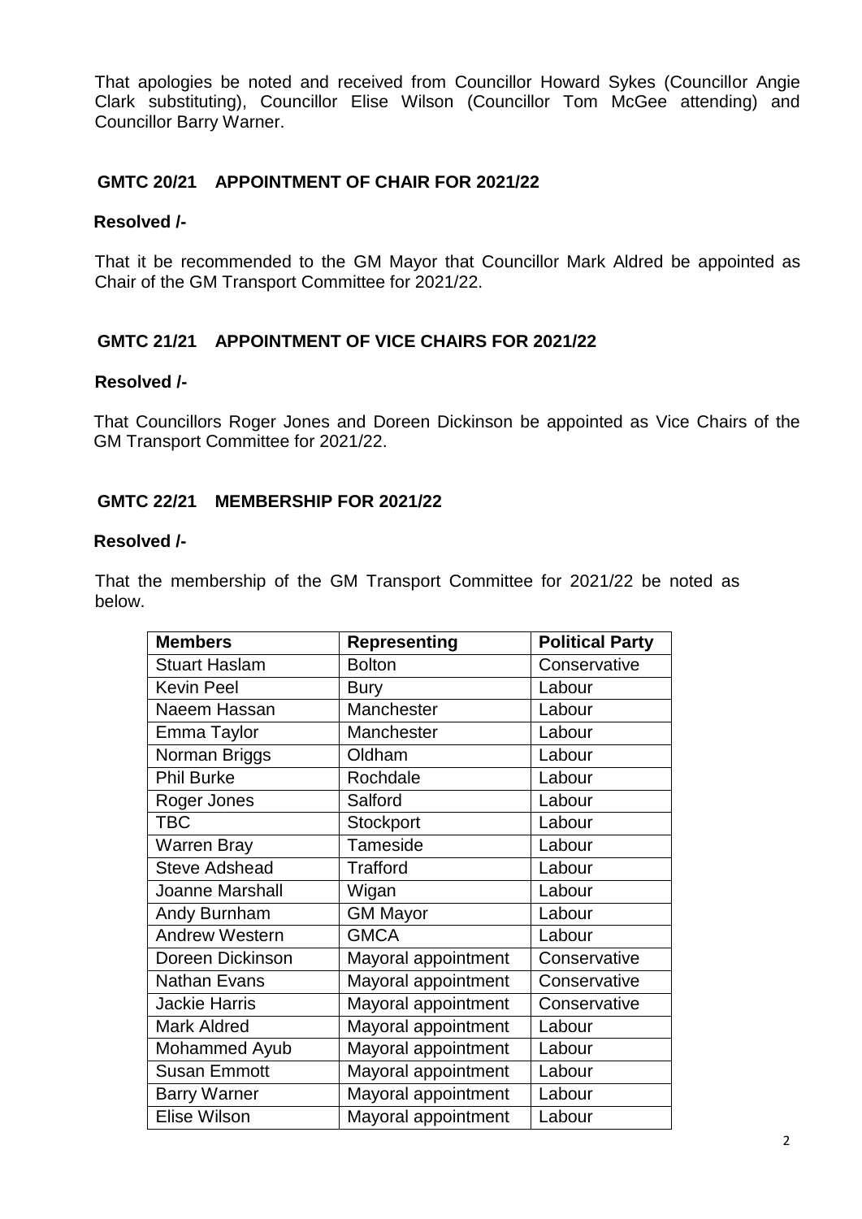That apologies be noted and received from Councillor Howard Sykes (Councillor Angie Clark substituting), Councillor Elise Wilson (Councillor Tom McGee attending) and Councillor Barry Warner.

### GMTC 20/21 APPOINTMENT OF CHAIR FOR 2021/22

**Resolved /-**

That it be recommended to the GM Mayor that Councillor Mark Aldred be appointed as Chair of the GM Transport Committee for 2021/22.

### GMTC 21/21 APPOINTMENT OF VICE CHAIRS FOR 2021/22

**Resolved /-**

That Councillors Roger Jones and Doreen Dickinson be appointed as Vice Chairs of the GM Transport Committee for 2021/22.

### GMTC 22/21 MEMBERSHIP FOR 2021/22

**Resolved /-**

That the membership of the GM Transport Committee for 2021/22 be noted as below.

| Members | Representing | Political Party |
|---|---|---|
| Stuart Haslam | Bolton | Conservative |
| Kevin Peel | Bury | Labour |
| Naeem Hassan | Manchester | Labour |
| Emma Taylor | Manchester | Labour |
| Norman Briggs | Oldham | Labour |
| Phil Burke | Rochdale | Labour |
| Roger Jones | Salford | Labour |
| TBC | Stockport | Labour |
| Warren Bray | Tameside | Labour |
| Steve Adshead | Trafford | Labour |
| Joanne Marshall | Wigan | Labour |
| Andy Burnham | GM Mayor | Labour |
| Andrew Western | GMCA | Labour |
| Doreen Dickinson | Mayoral appointment | Conservative |
| Nathan Evans | Mayoral appointment | Conservative |
| Jackie Harris | Mayoral appointment | Conservative |
| Mark Aldred | Mayoral appointment | Labour |
| Mohammed Ayub | Mayoral appointment | Labour |
| Susan Emmott | Mayoral appointment | Labour |
| Barry Warner | Mayoral appointment | Labour |
| Elise Wilson | Mayoral appointment | Labour |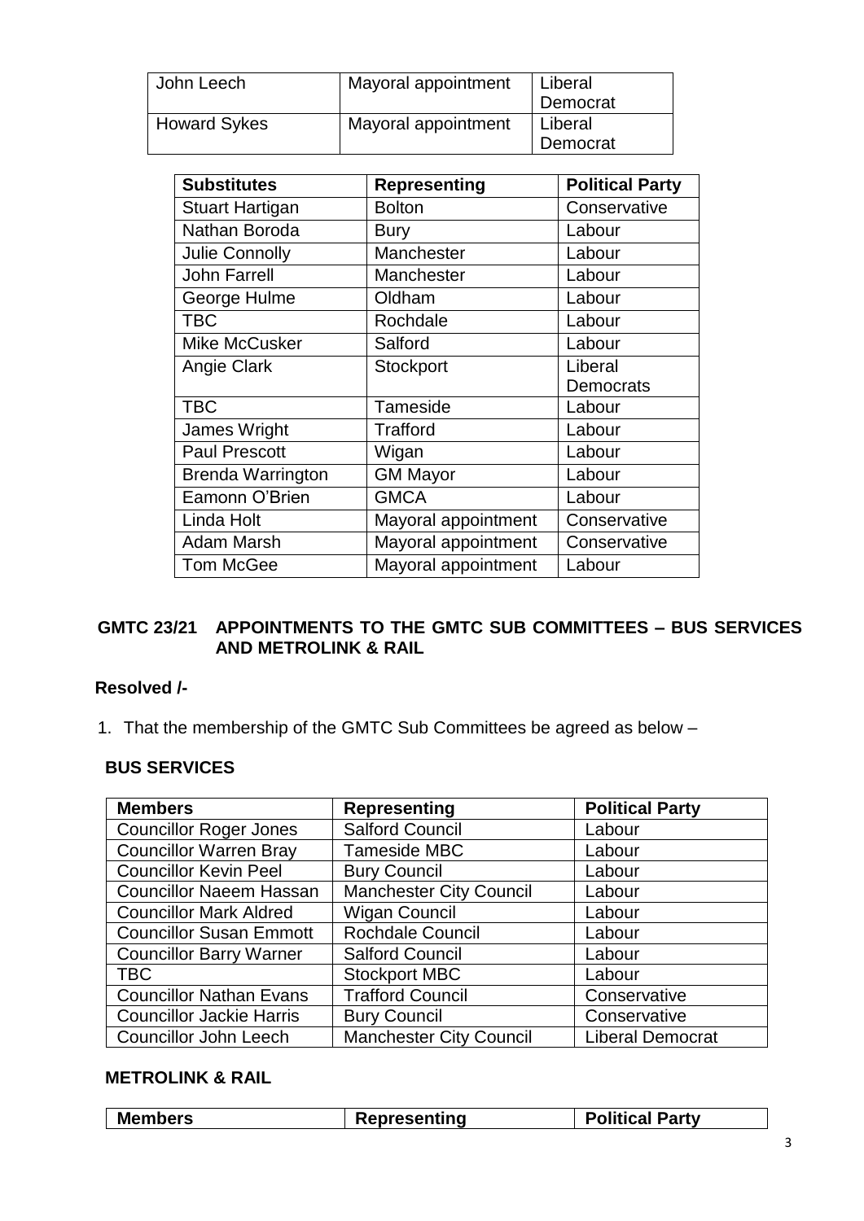| | | |
|---|---|---|
| John Leech | Mayoral appointment | Liberal Democrat |
| Howard Sykes | Mayoral appointment | Liberal Democrat |

| Substitutes | Representing | Political Party |
|---|---|---|
| Stuart Hartigan | Bolton | Conservative |
| Nathan Boroda | Bury | Labour |
| Julie Connolly | Manchester | Labour |
| John Farrell | Manchester | Labour |
| George Hulme | Oldham | Labour |
| TBC | Rochdale | Labour |
| Mike McCusker | Salford | Labour |
| Angie Clark | Stockport | Liberal Democrats |
| TBC | Tameside | Labour |
| James Wright | Trafford | Labour |
| Paul Prescott | Wigan | Labour |
| Brenda Warrington | GM Mayor | Labour |
| Eamonn O'Brien | GMCA | Labour |
| Linda Holt | Mayoral appointment | Conservative |
| Adam Marsh | Mayoral appointment | Conservative |
| Tom McGee | Mayoral appointment | Labour |

## GMTC 23/21 APPOINTMENTS TO THE GMTC SUB COMMITTEES – BUS SERVICES AND METROLINK & RAIL

**Resolved /-**

1. That the membership of the GMTC Sub Committees be agreed as below –

### BUS SERVICES

| Members | Representing | Political Party |
|---|---|---|
| Councillor Roger Jones | Salford Council | Labour |
| Councillor Warren Bray | Tameside MBC | Labour |
| Councillor Kevin Peel | Bury Council | Labour |
| Councillor Naeem Hassan | Manchester City Council | Labour |
| Councillor Mark Aldred | Wigan Council | Labour |
| Councillor Susan Emmott | Rochdale Council | Labour |
| Councillor Barry Warner | Salford Council | Labour |
| TBC | Stockport MBC | Labour |
| Councillor Nathan Evans | Trafford Council | Conservative |
| Councillor Jackie Harris | Bury Council | Conservative |
| Councillor John Leech | Manchester City Council | Liberal Democrat |

### METROLINK & RAIL

| Members | Representing | Political Party |
|---|---|---|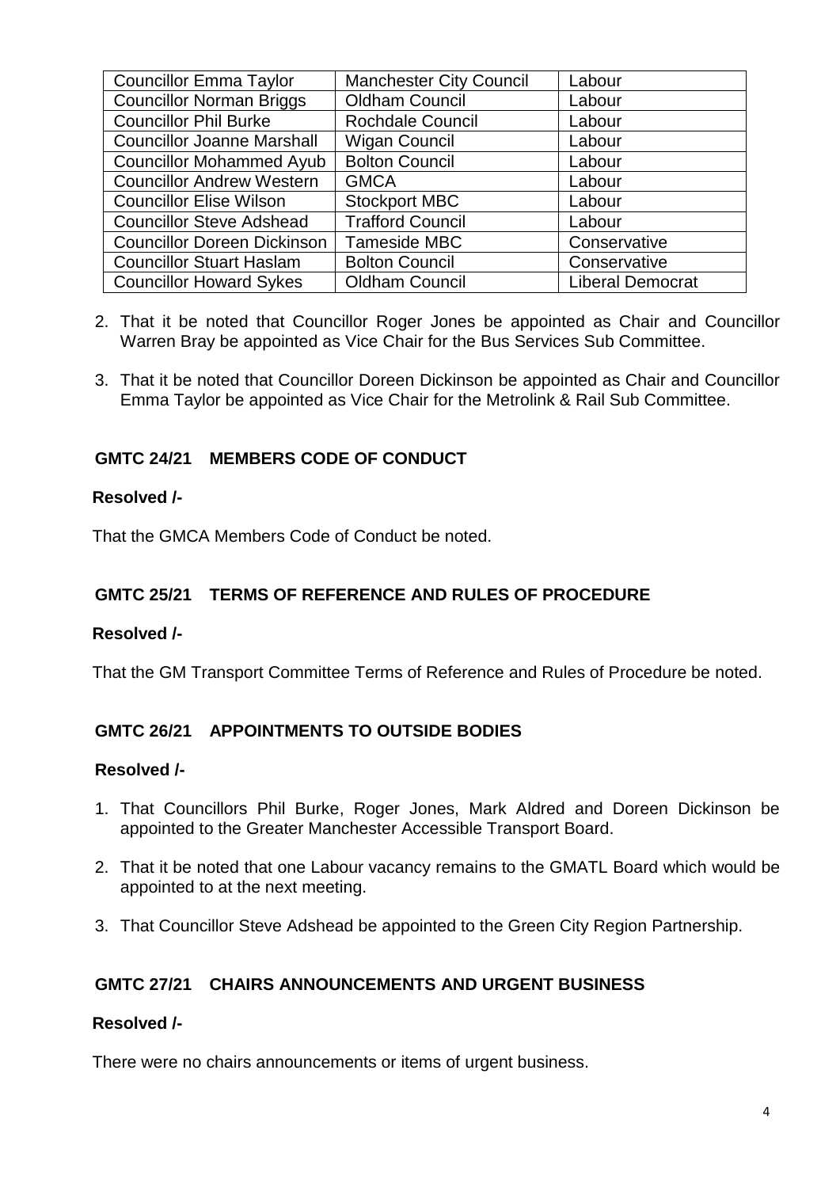| Councillor Emma Taylor | Manchester City Council | Labour |
|---|---|---|
| Councillor Norman Briggs | Oldham Council | Labour |
| Councillor Phil Burke | Rochdale Council | Labour |
| Councillor Joanne Marshall | Wigan Council | Labour |
| Councillor Mohammed Ayub | Bolton Council | Labour |
| Councillor Andrew Western | GMCA | Labour |
| Councillor Elise Wilson | Stockport MBC | Labour |
| Councillor Steve Adshead | Trafford Council | Labour |
| Councillor Doreen Dickinson | Tameside MBC | Conservative |
| Councillor Stuart Haslam | Bolton Council | Conservative |
| Councillor Howard Sykes | Oldham Council | Liberal Democrat |

2. That it be noted that Councillor Roger Jones be appointed as Chair and Councillor Warren Bray be appointed as Vice Chair for the Bus Services Sub Committee.

3. That it be noted that Councillor Doreen Dickinson be appointed as Chair and Councillor Emma Taylor be appointed as Vice Chair for the Metrolink & Rail Sub Committee.

## GMTC 24/21 MEMBERS CODE OF CONDUCT

**Resolved /-**

That the GMCA Members Code of Conduct be noted.

## GMTC 25/21 TERMS OF REFERENCE AND RULES OF PROCEDURE

**Resolved /-**

That the GM Transport Committee Terms of Reference and Rules of Procedure be noted.

## GMTC 26/21 APPOINTMENTS TO OUTSIDE BODIES

**Resolved /-**

1. That Councillors Phil Burke, Roger Jones, Mark Aldred and Doreen Dickinson be appointed to the Greater Manchester Accessible Transport Board.

2. That it be noted that one Labour vacancy remains to the GMATL Board which would be appointed to at the next meeting.

3. That Councillor Steve Adshead be appointed to the Green City Region Partnership.

## GMTC 27/21 CHAIRS ANNOUNCEMENTS AND URGENT BUSINESS

**Resolved /-**

There were no chairs announcements or items of urgent business.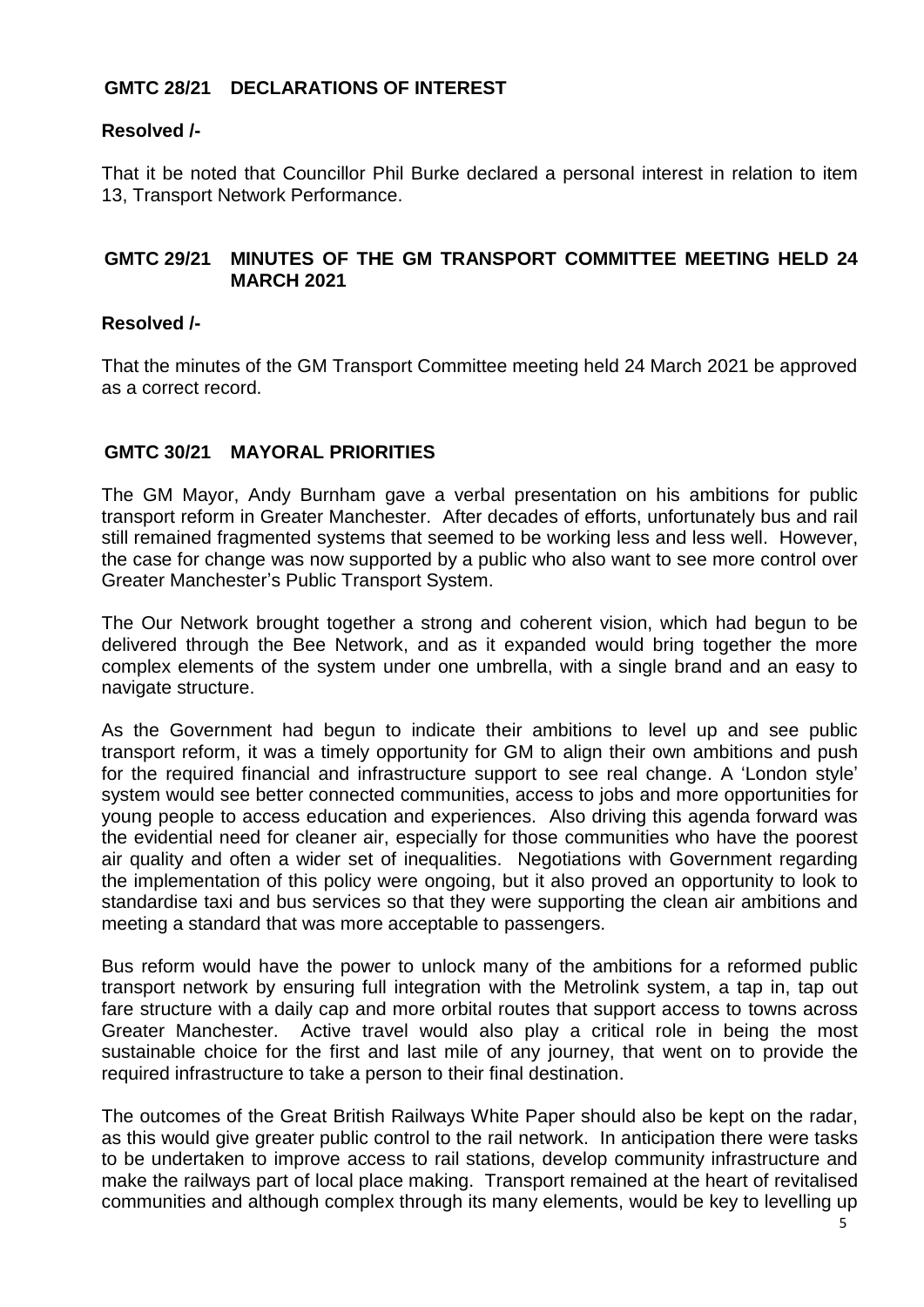## GMTC 28/21 DECLARATIONS OF INTEREST

**Resolved /-**

That it be noted that Councillor Phil Burke declared a personal interest in relation to item 13, Transport Network Performance.

## GMTC 29/21 MINUTES OF THE GM TRANSPORT COMMITTEE MEETING HELD 24 MARCH 2021

**Resolved /-**

That the minutes of the GM Transport Committee meeting held 24 March 2021 be approved as a correct record.

## GMTC 30/21 MAYORAL PRIORITIES

The GM Mayor, Andy Burnham gave a verbal presentation on his ambitions for public transport reform in Greater Manchester. After decades of efforts, unfortunately bus and rail still remained fragmented systems that seemed to be working less and less well. However, the case for change was now supported by a public who also want to see more control over Greater Manchester's Public Transport System.

The Our Network brought together a strong and coherent vision, which had begun to be delivered through the Bee Network, and as it expanded would bring together the more complex elements of the system under one umbrella, with a single brand and an easy to navigate structure.

As the Government had begun to indicate their ambitions to level up and see public transport reform, it was a timely opportunity for GM to align their own ambitions and push for the required financial and infrastructure support to see real change. A 'London style' system would see better connected communities, access to jobs and more opportunities for young people to access education and experiences. Also driving this agenda forward was the evidential need for cleaner air, especially for those communities who have the poorest air quality and often a wider set of inequalities. Negotiations with Government regarding the implementation of this policy were ongoing, but it also proved an opportunity to look to standardise taxi and bus services so that they were supporting the clean air ambitions and meeting a standard that was more acceptable to passengers.

Bus reform would have the power to unlock many of the ambitions for a reformed public transport network by ensuring full integration with the Metrolink system, a tap in, tap out fare structure with a daily cap and more orbital routes that support access to towns across Greater Manchester. Active travel would also play a critical role in being the most sustainable choice for the first and last mile of any journey, that went on to provide the required infrastructure to take a person to their final destination.

The outcomes of the Great British Railways White Paper should also be kept on the radar, as this would give greater public control to the rail network. In anticipation there were tasks to be undertaken to improve access to rail stations, develop community infrastructure and make the railways part of local place making. Transport remained at the heart of revitalised communities and although complex through its many elements, would be key to levelling up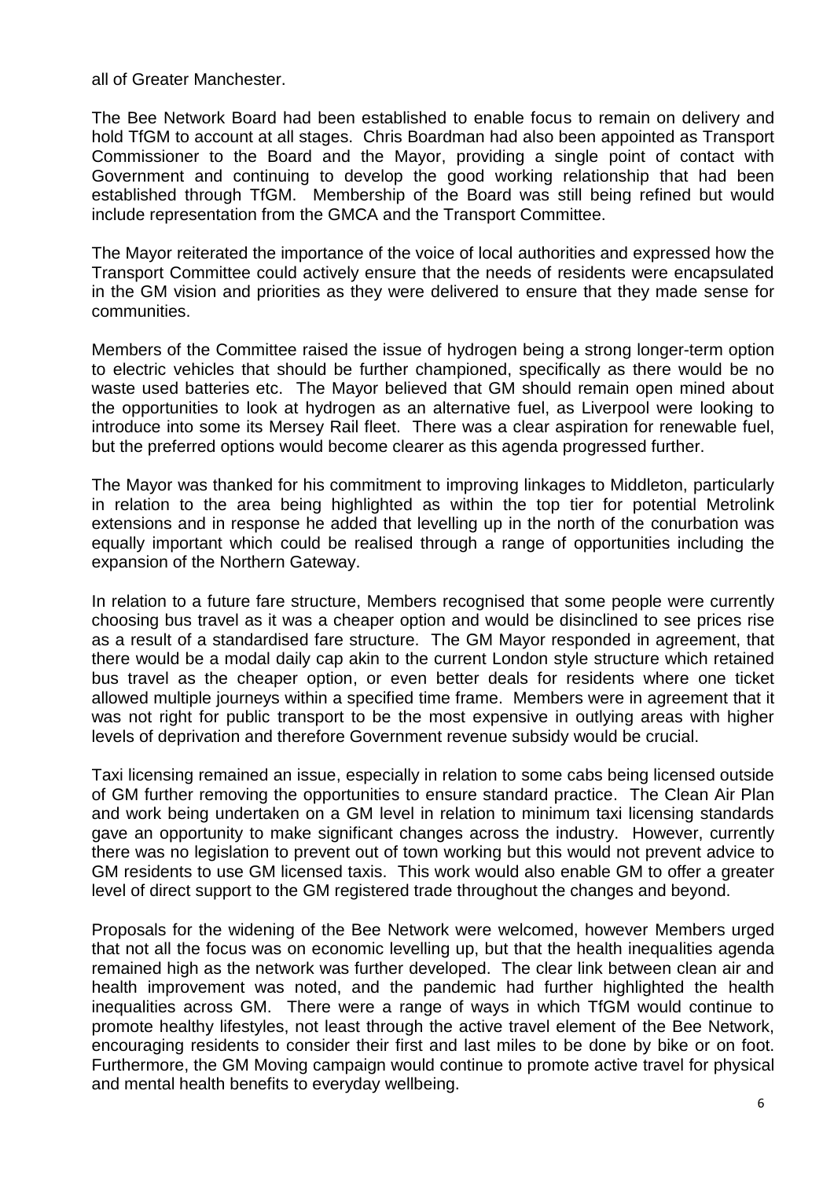all of Greater Manchester.

The Bee Network Board had been established to enable focus to remain on delivery and hold TfGM to account at all stages. Chris Boardman had also been appointed as Transport Commissioner to the Board and the Mayor, providing a single point of contact with Government and continuing to develop the good working relationship that had been established through TfGM. Membership of the Board was still being refined but would include representation from the GMCA and the Transport Committee.

The Mayor reiterated the importance of the voice of local authorities and expressed how the Transport Committee could actively ensure that the needs of residents were encapsulated in the GM vision and priorities as they were delivered to ensure that they made sense for communities.

Members of the Committee raised the issue of hydrogen being a strong longer-term option to electric vehicles that should be further championed, specifically as there would be no waste used batteries etc. The Mayor believed that GM should remain open mined about the opportunities to look at hydrogen as an alternative fuel, as Liverpool were looking to introduce into some its Mersey Rail fleet. There was a clear aspiration for renewable fuel, but the preferred options would become clearer as this agenda progressed further.

The Mayor was thanked for his commitment to improving linkages to Middleton, particularly in relation to the area being highlighted as within the top tier for potential Metrolink extensions and in response he added that levelling up in the north of the conurbation was equally important which could be realised through a range of opportunities including the expansion of the Northern Gateway.

In relation to a future fare structure, Members recognised that some people were currently choosing bus travel as it was a cheaper option and would be disinclined to see prices rise as a result of a standardised fare structure. The GM Mayor responded in agreement, that there would be a modal daily cap akin to the current London style structure which retained bus travel as the cheaper option, or even better deals for residents where one ticket allowed multiple journeys within a specified time frame. Members were in agreement that it was not right for public transport to be the most expensive in outlying areas with higher levels of deprivation and therefore Government revenue subsidy would be crucial.

Taxi licensing remained an issue, especially in relation to some cabs being licensed outside of GM further removing the opportunities to ensure standard practice. The Clean Air Plan and work being undertaken on a GM level in relation to minimum taxi licensing standards gave an opportunity to make significant changes across the industry. However, currently there was no legislation to prevent out of town working but this would not prevent advice to GM residents to use GM licensed taxis. This work would also enable GM to offer a greater level of direct support to the GM registered trade throughout the changes and beyond.

Proposals for the widening of the Bee Network were welcomed, however Members urged that not all the focus was on economic levelling up, but that the health inequalities agenda remained high as the network was further developed. The clear link between clean air and health improvement was noted, and the pandemic had further highlighted the health inequalities across GM. There were a range of ways in which TfGM would continue to promote healthy lifestyles, not least through the active travel element of the Bee Network, encouraging residents to consider their first and last miles to be done by bike or on foot. Furthermore, the GM Moving campaign would continue to promote active travel for physical and mental health benefits to everyday wellbeing.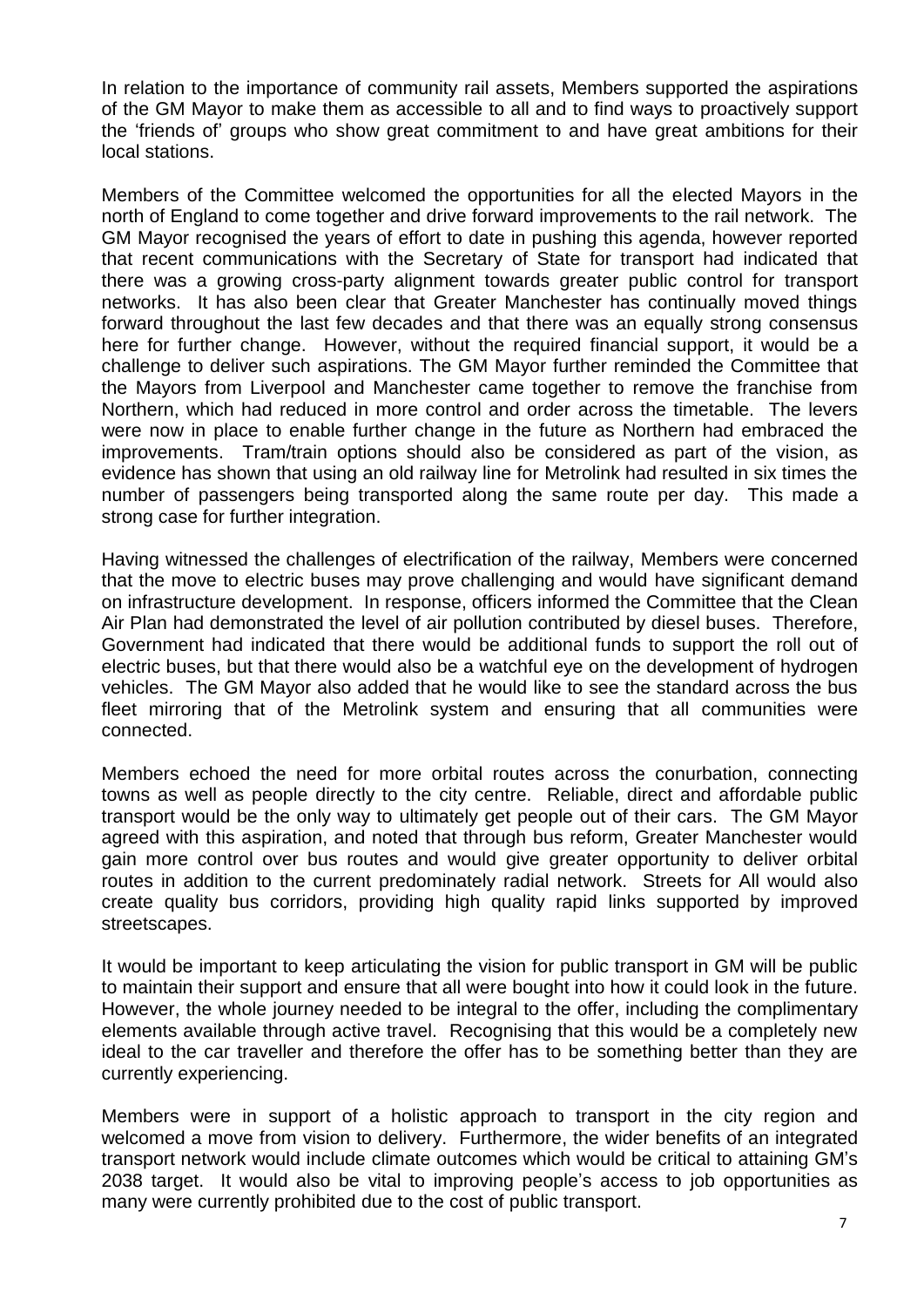In relation to the importance of community rail assets, Members supported the aspirations of the GM Mayor to make them as accessible to all and to find ways to proactively support the 'friends of' groups who show great commitment to and have great ambitions for their local stations.

Members of the Committee welcomed the opportunities for all the elected Mayors in the north of England to come together and drive forward improvements to the rail network. The GM Mayor recognised the years of effort to date in pushing this agenda, however reported that recent communications with the Secretary of State for transport had indicated that there was a growing cross-party alignment towards greater public control for transport networks. It has also been clear that Greater Manchester has continually moved things forward throughout the last few decades and that there was an equally strong consensus here for further change. However, without the required financial support, it would be a challenge to deliver such aspirations. The GM Mayor further reminded the Committee that the Mayors from Liverpool and Manchester came together to remove the franchise from Northern, which had reduced in more control and order across the timetable. The levers were now in place to enable further change in the future as Northern had embraced the improvements. Tram/train options should also be considered as part of the vision, as evidence has shown that using an old railway line for Metrolink had resulted in six times the number of passengers being transported along the same route per day. This made a strong case for further integration.

Having witnessed the challenges of electrification of the railway, Members were concerned that the move to electric buses may prove challenging and would have significant demand on infrastructure development. In response, officers informed the Committee that the Clean Air Plan had demonstrated the level of air pollution contributed by diesel buses. Therefore, Government had indicated that there would be additional funds to support the roll out of electric buses, but that there would also be a watchful eye on the development of hydrogen vehicles. The GM Mayor also added that he would like to see the standard across the bus fleet mirroring that of the Metrolink system and ensuring that all communities were connected.

Members echoed the need for more orbital routes across the conurbation, connecting towns as well as people directly to the city centre. Reliable, direct and affordable public transport would be the only way to ultimately get people out of their cars. The GM Mayor agreed with this aspiration, and noted that through bus reform, Greater Manchester would gain more control over bus routes and would give greater opportunity to deliver orbital routes in addition to the current predominately radial network. Streets for All would also create quality bus corridors, providing high quality rapid links supported by improved streetscapes.

It would be important to keep articulating the vision for public transport in GM will be public to maintain their support and ensure that all were bought into how it could look in the future. However, the whole journey needed to be integral to the offer, including the complimentary elements available through active travel. Recognising that this would be a completely new ideal to the car traveller and therefore the offer has to be something better than they are currently experiencing.

Members were in support of a holistic approach to transport in the city region and welcomed a move from vision to delivery. Furthermore, the wider benefits of an integrated transport network would include climate outcomes which would be critical to attaining GM's 2038 target. It would also be vital to improving people's access to job opportunities as many were currently prohibited due to the cost of public transport.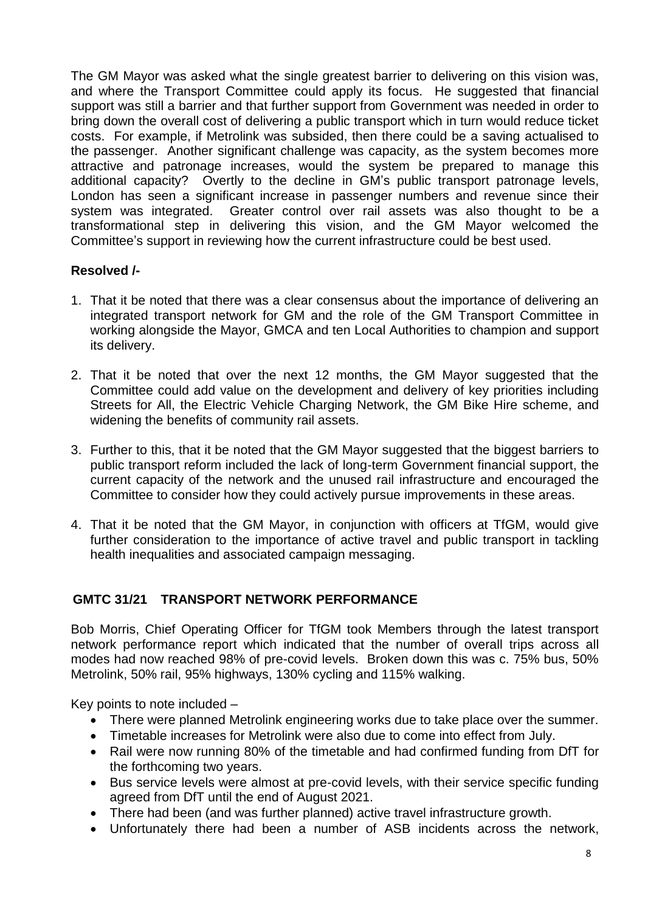The GM Mayor was asked what the single greatest barrier to delivering on this vision was, and where the Transport Committee could apply its focus. He suggested that financial support was still a barrier and that further support from Government was needed in order to bring down the overall cost of delivering a public transport which in turn would reduce ticket costs. For example, if Metrolink was subsided, then there could be a saving actualised to the passenger. Another significant challenge was capacity, as the system becomes more attractive and patronage increases, would the system be prepared to manage this additional capacity? Overtly to the decline in GM's public transport patronage levels, London has seen a significant increase in passenger numbers and revenue since their system was integrated. Greater control over rail assets was also thought to be a transformational step in delivering this vision, and the GM Mayor welcomed the Committee's support in reviewing how the current infrastructure could be best used.

**Resolved /-**

1. That it be noted that there was a clear consensus about the importance of delivering an integrated transport network for GM and the role of the GM Transport Committee in working alongside the Mayor, GMCA and ten Local Authorities to champion and support its delivery.

2. That it be noted that over the next 12 months, the GM Mayor suggested that the Committee could add value on the development and delivery of key priorities including Streets for All, the Electric Vehicle Charging Network, the GM Bike Hire scheme, and widening the benefits of community rail assets.

3. Further to this, that it be noted that the GM Mayor suggested that the biggest barriers to public transport reform included the lack of long-term Government financial support, the current capacity of the network and the unused rail infrastructure and encouraged the Committee to consider how they could actively pursue improvements in these areas.

4. That it be noted that the GM Mayor, in conjunction with officers at TfGM, would give further consideration to the importance of active travel and public transport in tackling health inequalities and associated campaign messaging.

## GMTC 31/21 TRANSPORT NETWORK PERFORMANCE

Bob Morris, Chief Operating Officer for TfGM took Members through the latest transport network performance report which indicated that the number of overall trips across all modes had now reached 98% of pre-covid levels. Broken down this was c. 75% bus, 50% Metrolink, 50% rail, 95% highways, 130% cycling and 115% walking.

Key points to note included –

- There were planned Metrolink engineering works due to take place over the summer.
- Timetable increases for Metrolink were also due to come into effect from July.
- Rail were now running 80% of the timetable and had confirmed funding from DfT for the forthcoming two years.
- Bus service levels were almost at pre-covid levels, with their service specific funding agreed from DfT until the end of August 2021.
- There had been (and was further planned) active travel infrastructure growth.
- Unfortunately there had been a number of ASB incidents across the network,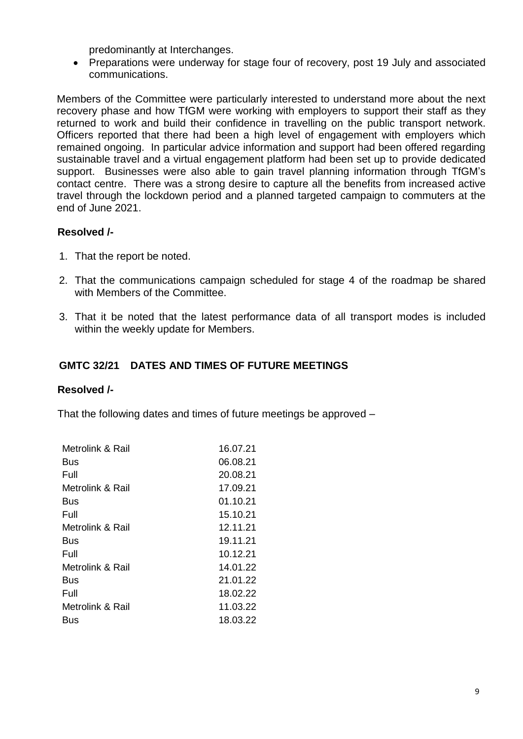predominantly at Interchanges.

- Preparations were underway for stage four of recovery, post 19 July and associated communications.

Members of the Committee were particularly interested to understand more about the next recovery phase and how TfGM were working with employers to support their staff as they returned to work and build their confidence in travelling on the public transport network. Officers reported that there had been a high level of engagement with employers which remained ongoing. In particular advice information and support had been offered regarding sustainable travel and a virtual engagement platform had been set up to provide dedicated support. Businesses were also able to gain travel planning information through TfGM's contact centre. There was a strong desire to capture all the benefits from increased active travel through the lockdown period and a planned targeted campaign to commuters at the end of June 2021.

**Resolved /-**

1. That the report be noted.
2. That the communications campaign scheduled for stage 4 of the roadmap be shared with Members of the Committee.
3. That it be noted that the latest performance data of all transport modes is included within the weekly update for Members.

## GMTC 32/21 DATES AND TIMES OF FUTURE MEETINGS

**Resolved /-**

That the following dates and times of future meetings be approved –

| | |
|---|---|
| Metrolink & Rail | 16.07.21 |
| Bus | 06.08.21 |
| Full | 20.08.21 |
| Metrolink & Rail | 17.09.21 |
| Bus | 01.10.21 |
| Full | 15.10.21 |
| Metrolink & Rail | 12.11.21 |
| Bus | 19.11.21 |
| Full | 10.12.21 |
| Metrolink & Rail | 14.01.22 |
| Bus | 21.01.22 |
| Full | 18.02.22 |
| Metrolink & Rail | 11.03.22 |
| Bus | 18.03.22 |